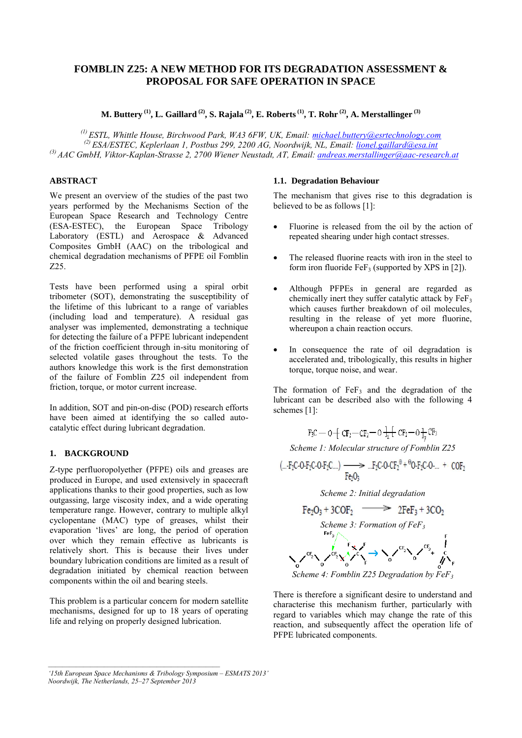# FOMBLIN Z25: A NEW METHOD FOR ITS DEGRADATION ASSESSMENT & PROPOSAL FOR SAFE OPERATION IN SPACE

**M. Buttery [1], L. Gaillard [2], S. Rajala [2], E. Roberts [1], T. Rohr [2], A. Merstallinger [3]**

*[1] ESTL, Whittle House, Birchwood Park, WA3 6FW, UK, Email: michael.buttery@esrtechnology.com*
*[2] ESA/ESTEC, Keplerlaan 1, Postbus 299, 2200 AG, Noordwijk, NL, Email: lionel.gaillard@esa.int*
*[3] AAC GmbH, Viktor-Kaplan-Strasse 2, 2700 Wiener Neustadt, AT, Email: andreas.merstallinger@aac-research.at*

## ABSTRACT

We present an overview of the studies of the past two years performed by the Mechanisms Section of the European Space Research and Technology Centre (ESA-ESTEC), the European Space Tribology Laboratory (ESTL) and Aerospace & Advanced Composites GmbH (AAC) on the tribological and chemical degradation mechanisms of PFPE oil Fomblin Z25.

Tests have been performed using a spiral orbit tribometer (SOT), demonstrating the susceptibility of the lifetime of this lubricant to a range of variables (including load and temperature). A residual gas analyser was implemented, demonstrating a technique for detecting the failure of a PFPE lubricant independent of the friction coefficient through in-situ monitoring of selected volatile gases throughout the tests. To the authors knowledge this work is the first demonstration of the failure of Fomblin Z25 oil independent from friction, torque, or motor current increase.

In addition, SOT and pin-on-disc (POD) research efforts have been aimed at identifying the so called auto-catalytic effect during lubricant degradation.

## 1. BACKGROUND

Z-type perfluoropolyether (PFPE) oils and greases are produced in Europe, and used extensively in spacecraft applications thanks to their good properties, such as low outgassing, large viscosity index, and a wide operating temperature range. However, contrary to multiple alkyl cyclopentane (MAC) type of greases, whilst their evaporation 'lives' are long, the period of operation over which they remain effective as lubricants is relatively short. This is because their lives under boundary lubrication conditions are limited as a result of degradation initiated by chemical reaction between components within the oil and bearing steels.

This problem is a particular concern for modern satellite mechanisms, designed for up to 18 years of operating life and relying on properly designed lubrication.

### 1.1. Degradation Behaviour

The mechanism that gives rise to this degradation is believed to be as follows [1]:

- Fluorine is released from the oil by the action of repeated shearing under high contact stresses.
- The released fluorine reacts with iron in the steel to form iron fluoride $FeF_3$ (supported by XPS in [2]).
- Although PFPEs in general are regarded as chemically inert they suffer catalytic attack by $FeF_3$ which causes further breakdown of oil molecules, resulting in the release of yet more fluorine, whereupon a chain reaction occurs.
- In consequence the rate of oil degradation is accelerated and, tribologically, this results in higher torque, torque noise, and wear.

The formation of $FeF_3$ and the degradation of the lubricant can be described also with the following 4 schemes [1]:

$$F_3C-O-[CF_2-CF_2-O]_{\frac{n}{z}}[CF_2-O]_{\frac{m}{z}}CF_3$$

*Scheme 1: Molecular structure of Fomblin Z25*

$$(\ldots F_2C\text{-}O\text{-}F_2C\text{-}O\text{-}F_2C\ldots) \xrightarrow[Fe_2O_3]{} \ldots F_2C\text{-}O\text{-}CF_2^{\oplus} + {}^{\ominus}O\text{-}F_2C\text{-}O\text{-}\ldots + COF_2$$

*Scheme 2: Initial degradation*

$$Fe_2O_3 + 3COF_2 \longrightarrow 2FeF_3 + 3CO_2$$

*Scheme 3: Formation of FeF$_3$*

*Scheme 4: Fomblin Z25 Degradation by FeF$_3$*

There is therefore a significant desire to understand and characterise this mechanism further, particularly with regard to variables which may change the rate of this reaction, and subsequently affect the operation life of PFPE lubricated components.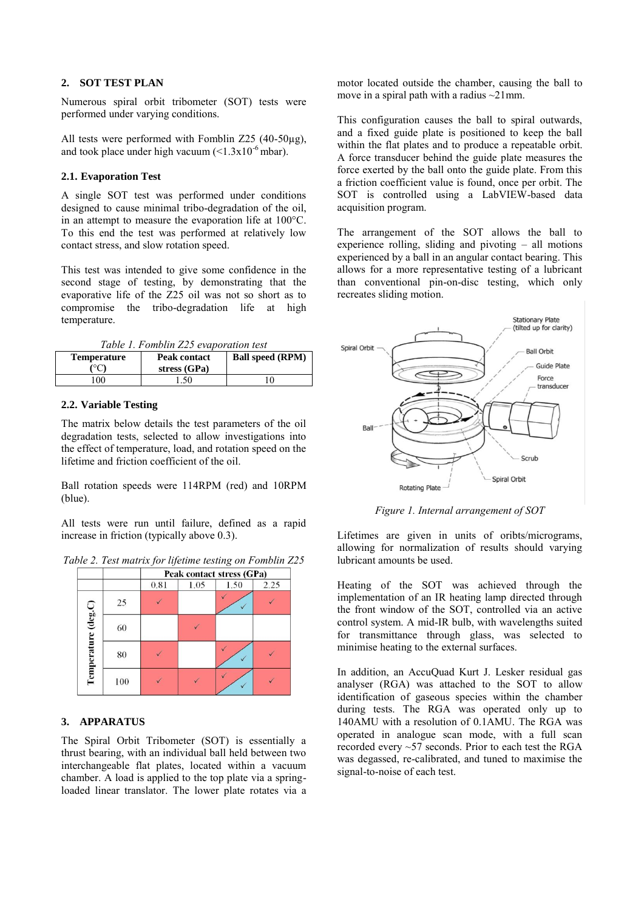## 2. SOT TEST PLAN

Numerous spiral orbit tribometer (SOT) tests were performed under varying conditions.

All tests were performed with Fomblin Z25 (40-50µg), and took place under high vacuum (<1.3x10$^{-6}$ mbar).

### 2.1. Evaporation Test

A single SOT test was performed under conditions designed to cause minimal tribo-degradation of the oil, in an attempt to measure the evaporation life at 100°C. To this end the test was performed at relatively low contact stress, and slow rotation speed.

This test was intended to give some confidence in the second stage of testing, by demonstrating that the evaporative life of the Z25 oil was not so short as to compromise the tribo-degradation life at high temperature.

*Table 1. Fomblin Z25 evaporation test*

| Temperature (°C) | Peak contact stress (GPa) | Ball speed (RPM) |
|---|---|---|
| 100 | 1.50 | 10 |

### 2.2. Variable Testing

The matrix below details the test parameters of the oil degradation tests, selected to allow investigations into the effect of temperature, load, and rotation speed on the lifetime and friction coefficient of the oil.

Ball rotation speeds were 114RPM (red) and 10RPM (blue).

All tests were run until failure, defined as a rapid increase in friction (typically above 0.3).

*Table 2. Test matrix for lifetime testing on Fomblin Z25*

| | | Peak contact stress (GPa) | | | |
|---|---|---|---|---|---|
| | | 0.81 | 1.05 | 1.50 | 2.25 |
| Temperature (deg.C) | 25 | ✓ | | ✓ ✓ | ✓ |
| | 60 | | ✓ | | |
| | 80 | ✓ | | ✓ ✓ | ✓ |
| | 100 | ✓ | ✓ | ✓ ✓ | ✓ |

## 3. APPARATUS

The Spiral Orbit Tribometer (SOT) is essentially a thrust bearing, with an individual ball held between two interchangeable flat plates, located within a vacuum chamber. A load is applied to the top plate via a spring-loaded linear translator. The lower plate rotates via a motor located outside the chamber, causing the ball to move in a spiral path with a radius ~21mm.

This configuration causes the ball to spiral outwards, and a fixed guide plate is positioned to keep the ball within the flat plates and to produce a repeatable orbit. A force transducer behind the guide plate measures the force exerted by the ball onto the guide plate. From this a friction coefficient value is found, once per orbit. The SOT is controlled using a LabVIEW-based data acquisition program.

The arrangement of the SOT allows the ball to experience rolling, sliding and pivoting – all motions experienced by a ball in an angular contact bearing. This allows for a more representative testing of a lubricant than conventional pin-on-disc testing, which only recreates sliding motion.

*Figure 1. Internal arrangement of SOT*

Lifetimes are given in units of oribts/micrograms, allowing for normalization of results should varying lubricant amounts be used.

Heating of the SOT was achieved through the implementation of an IR heating lamp directed through the front window of the SOT, controlled via an active control system. A mid-IR bulb, with wavelengths suited for transmittance through glass, was selected to minimise heating to the external surfaces.

In addition, an AccuQuad Kurt J. Lesker residual gas analyser (RGA) was attached to the SOT to allow identification of gaseous species within the chamber during tests. The RGA was operated only up to 140AMU with a resolution of 0.1AMU. The RGA was operated in analogue scan mode, with a full scan recorded every ~57 seconds. Prior to each test the RGA was degassed, re-calibrated, and tuned to maximise the signal-to-noise of each test.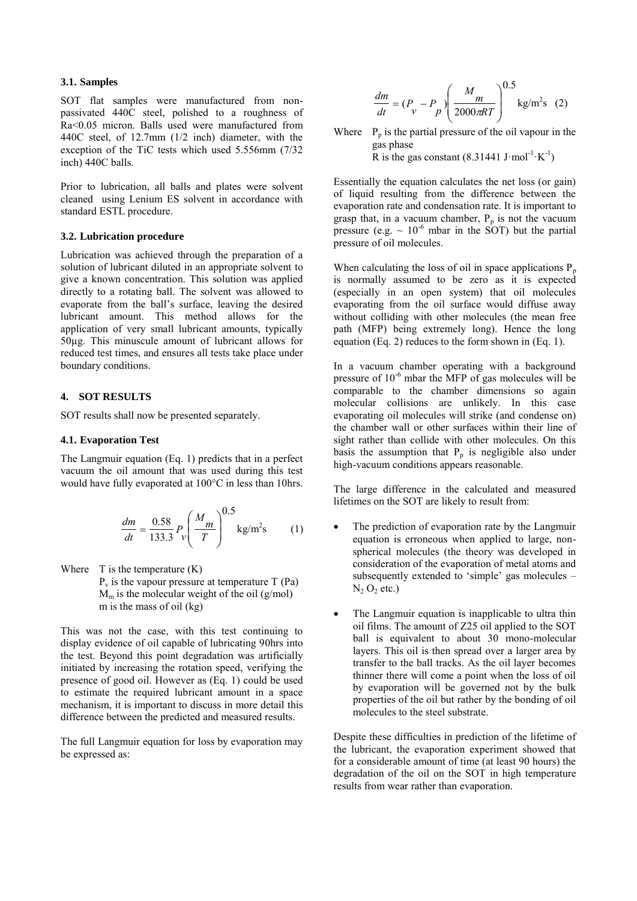### 3.1. Samples

SOT flat samples were manufactured from non-passivated 440C steel, polished to a roughness of Ra<0.05 micron. Balls used were manufactured from 440C steel, of 12.7mm (1/2 inch) diameter, with the exception of the TiC tests which used 5.556mm (7/32 inch) 440C balls.

Prior to lubrication, all balls and plates were solvent cleaned using Lenium ES solvent in accordance with standard ESTL procedure.

### 3.2. Lubrication procedure

Lubrication was achieved through the preparation of a solution of lubricant diluted in an appropriate solvent to give a known concentration. This solution was applied directly to a rotating ball. The solvent was allowed to evaporate from the ball's surface, leaving the desired lubricant amount. This method allows for the application of very small lubricant amounts, typically 50µg. This minuscule amount of lubricant allows for reduced test times, and ensures all tests take place under boundary conditions.

## 4. SOT RESULTS

SOT results shall now be presented separately.

### 4.1. Evaporation Test

The Langmuir equation (Eq. 1) predicts that in a perfect vacuum the oil amount that was used during this test would have fully evaporated at 100°C in less than 10hrs.

$$\frac{dm}{dt} = \frac{0.58}{133.3} P_v \left( \frac{M_m}{T} \right)^{0.5} \text{ kg/m}^2\text{s} \qquad (1)$$

Where T is the temperature (K)
$P_v$ is the vapour pressure at temperature T (Pa)
$M_m$ is the molecular weight of the oil (g/mol)
m is the mass of oil (kg)

This was not the case, with this test continuing to display evidence of oil capable of lubricating 90hrs into the test. Beyond this point degradation was artificially initiated by increasing the rotation speed, verifying the presence of good oil. However as (Eq. 1) could be used to estimate the required lubricant amount in a space mechanism, it is important to discuss in more detail this difference between the predicted and measured results.

The full Langmuir equation for loss by evaporation may be expressed as:

$$\frac{dm}{dt} = (P_v - P_p) \left( \frac{M_m}{2000 \pi R T} \right)^{0.5} \text{ kg/m}^2\text{s} \quad (2)$$

Where $P_p$ is the partial pressure of the oil vapour in the gas phase
R is the gas constant (8.31441 $J \cdot mol^{-1} \cdot K^{-1}$)

Essentially the equation calculates the net loss (or gain) of liquid resulting from the difference between the evaporation rate and condensation rate. It is important to grasp that, in a vacuum chamber, $P_p$ is not the vacuum pressure (e.g. ~ $10^{-6}$ mbar in the SOT) but the partial pressure of oil molecules.

When calculating the loss of oil in space applications $P_p$ is normally assumed to be zero as it is expected (especially in an open system) that oil molecules evaporating from the oil surface would diffuse away without colliding with other molecules (the mean free path (MFP) being extremely long). Hence the long equation (Eq. 2) reduces to the form shown in (Eq. 1).

In a vacuum chamber operating with a background pressure of $10^{-6}$ mbar the MFP of gas molecules will be comparable to the chamber dimensions so again molecular collisions are unlikely. In this case evaporating oil molecules will strike (and condense on) the chamber wall or other surfaces within their line of sight rather than collide with other molecules. On this basis the assumption that $P_p$ is negligible also under high-vacuum conditions appears reasonable.

The large difference in the calculated and measured lifetimes on the SOT are likely to result from:

- The prediction of evaporation rate by the Langmuir equation is erroneous when applied to large, non-spherical molecules (the theory was developed in consideration of the evaporation of metal atoms and subsequently extended to 'simple' gas molecules – $N_2$ $O_2$ etc.)
- The Langmuir equation is inapplicable to ultra thin oil films. The amount of Z25 oil applied to the SOT ball is equivalent to about 30 mono-molecular layers. This oil is then spread over a larger area by transfer to the ball tracks. As the oil layer becomes thinner there will come a point when the loss of oil by evaporation will be governed not by the bulk properties of the oil but rather by the bonding of oil molecules to the steel substrate.

Despite these difficulties in prediction of the lifetime of the lubricant, the evaporation experiment showed that for a considerable amount of time (at least 90 hours) the degradation of the oil on the SOT in high temperature results from wear rather than evaporation.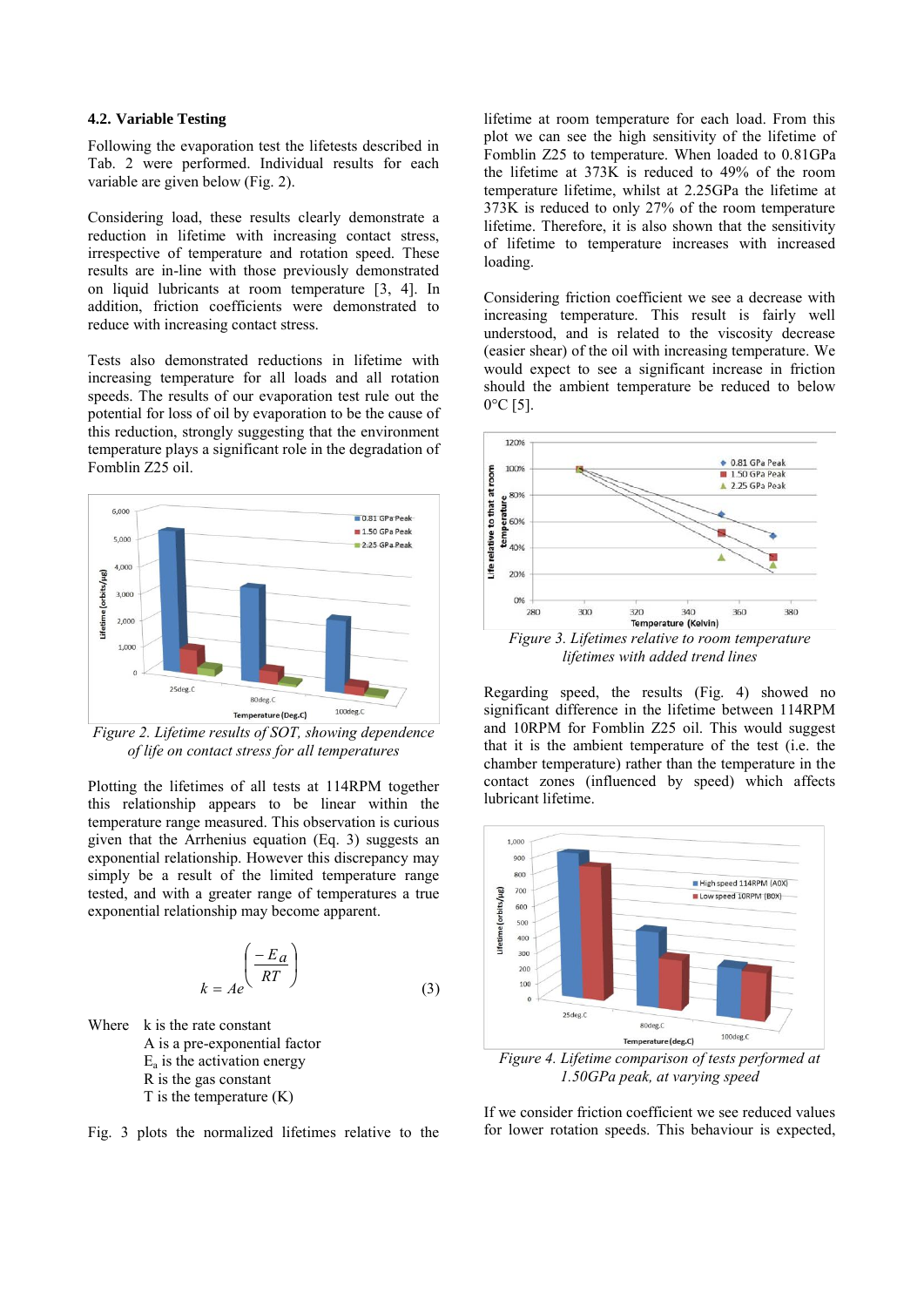### 4.2. Variable Testing

Following the evaporation test the lifetests described in Tab. 2 were performed. Individual results for each variable are given below (Fig. 2).

Considering load, these results clearly demonstrate a reduction in lifetime with increasing contact stress, irrespective of temperature and rotation speed. These results are in-line with those previously demonstrated on liquid lubricants at room temperature [3, 4]. In addition, friction coefficients were demonstrated to reduce with increasing contact stress.

Tests also demonstrated reductions in lifetime with increasing temperature for all loads and all rotation speeds. The results of our evaporation test rule out the potential for loss of oil by evaporation to be the cause of this reduction, strongly suggesting that the environment temperature plays a significant role in the degradation of Fomblin Z25 oil.

*Figure 2. Lifetime results of SOT, showing dependence of life on contact stress for all temperatures*

Plotting the lifetimes of all tests at 114RPM together this relationship appears to be linear within the temperature range measured. This observation is curious given that the Arrhenius equation (Eq. 3) suggests an exponential relationship. However this discrepancy may simply be a result of the limited temperature range tested, and with a greater range of temperatures a true exponential relationship may become apparent.

$$k = Ae^{\left(\frac{-E_a}{RT}\right)} \tag{3}$$

Where k is the rate constant
A is a pre-exponential factor
$E_a$ is the activation energy
R is the gas constant
T is the temperature (K)

Fig. 3 plots the normalized lifetimes relative to the lifetime at room temperature for each load. From this plot we can see the high sensitivity of the lifetime of Fomblin Z25 to temperature. When loaded to 0.81GPa the lifetime at 373K is reduced to 49% of the room temperature lifetime, whilst at 2.25GPa the lifetime at 373K is reduced to only 27% of the room temperature lifetime. Therefore, it is also shown that the sensitivity of lifetime to temperature increases with increased loading.

Considering friction coefficient we see a decrease with increasing temperature. This result is fairly well understood, and is related to the viscosity decrease (easier shear) of the oil with increasing temperature. We would expect to see a significant increase in friction should the ambient temperature be reduced to below 0°C [5].

*Figure 3. Lifetimes relative to room temperature lifetimes with added trend lines*

Regarding speed, the results (Fig. 4) showed no significant difference in the lifetime between 114RPM and 10RPM for Fomblin Z25 oil. This would suggest that it is the ambient temperature of the test (i.e. the chamber temperature) rather than the temperature in the contact zones (influenced by speed) which affects lubricant lifetime.

*Figure 4. Lifetime comparison of tests performed at 1.50GPa peak, at varying speed*

If we consider friction coefficient we see reduced values for lower rotation speeds. This behaviour is expected,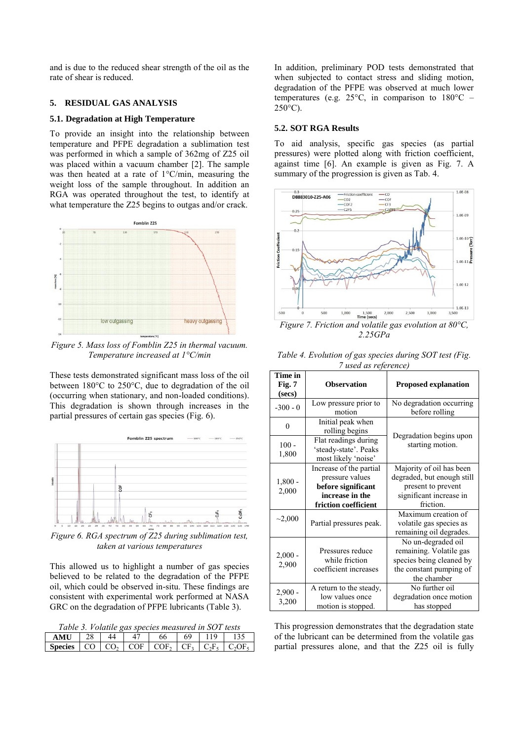and is due to the reduced shear strength of the oil as the rate of shear is reduced.

## 5. RESIDUAL GAS ANALYSIS

### 5.1. Degradation at High Temperature

To provide an insight into the relationship between temperature and PFPE degradation a sublimation test was performed in which a sample of 362mg of Z25 oil was placed within a vacuum chamber [2]. The sample was then heated at a rate of 1°C/min, measuring the weight loss of the sample throughout. In addition an RGA was operated throughout the test, to identify at what temperature the Z25 begins to outgas and/or crack.

*Figure 5. Mass loss of Fomblin Z25 in thermal vacuum. Temperature increased at 1°C/min*

These tests demonstrated significant mass loss of the oil between 180°C to 250°C, due to degradation of the oil (occurring when stationary, and non-loaded conditions). This degradation is shown through increases in the partial pressures of certain gas species (Fig. 6).

*Figure 6. RGA spectrum of Z25 during sublimation test, taken at various temperatures*

This allowed us to highlight a number of gas species believed to be related to the degradation of the PFPE oil, which could be observed in-situ. These findings are consistent with experimental work performed at NASA GRC on the degradation of PFPE lubricants (Table 3).

*Table 3. Volatile gas species measured in SOT tests*

| **AMU** | 28 | 44 | 47 | 66 | 69 | 119 | 135 |
|---|---|---|---|---|---|---|---|
| **Species** | $CO$ | $CO_2$ | $COF$ | $COF_2$ | $CF_3$ | $C_2F_5$ | $C_2OF_5$ |

In addition, preliminary POD tests demonstrated that when subjected to contact stress and sliding motion, degradation of the PFPE was observed at much lower temperatures (e.g. 25°C, in comparison to 180°C – 250°C).

### 5.2. SOT RGA Results

To aid analysis, specific gas species (as partial pressures) were plotted along with friction coefficient, against time [6]. An example is given as Fig. 7. A summary of the progression is given as Tab. 4.

*Figure 7. Friction and volatile gas evolution at 80°C, 2.25GPa*

*Table 4. Evolution of gas species during SOT test (Fig. 7 used as reference)*

| Time in Fig. 7 (secs) | Observation | Proposed explanation |
|---|---|---|
| -300 - 0 | Low pressure prior to motion | No degradation occurring before rolling |
| 0 | Initial peak when rolling begins | Degradation begins upon starting motion. |
| 100 - 1,800 | Flat readings during 'steady-state'. Peaks most likely 'noise' | |
| 1,800 - 2,000 | Increase of the partial pressure values **before significant increase in the friction coefficient** | Majority of oil has been degraded, but enough still present to prevent significant increase in friction. |
| ~2,000 | Partial pressures peak. | Maximum creation of volatile gas species as remaining oil degrades. |
| 2,000 - 2,900 | Pressures reduce while friction coefficient increases | No un-degraded oil remaining. Volatile gas species being cleaned by the constant pumping of the chamber |
| 2,900 - 3,200 | A return to the steady, low values once motion is stopped. | No further oil degradation once motion has stopped |

This progression demonstrates that the degradation state of the lubricant can be determined from the volatile gas partial pressures alone, and that the Z25 oil is fully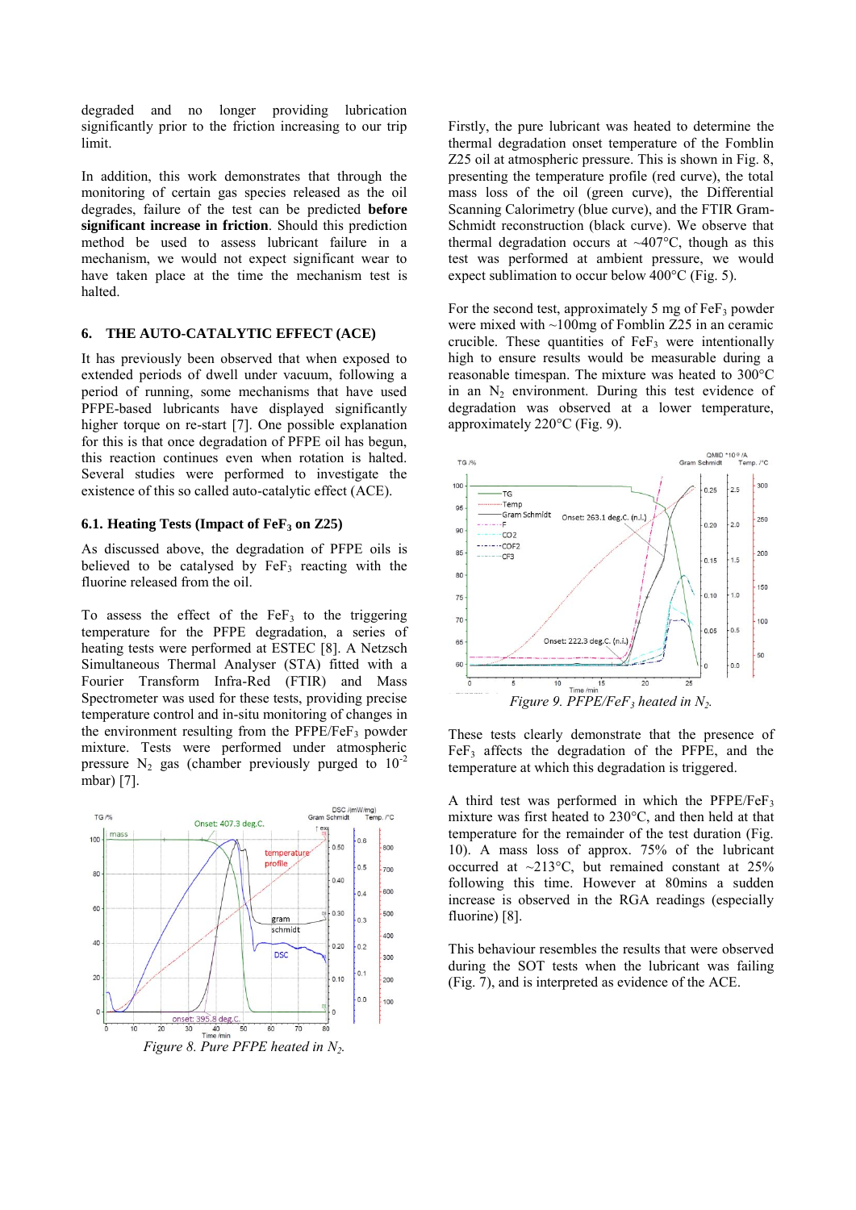degraded and no longer providing lubrication significantly prior to the friction increasing to our trip limit.

In addition, this work demonstrates that through the monitoring of certain gas species released as the oil degrades, failure of the test can be predicted **before significant increase in friction**. Should this prediction method be used to assess lubricant failure in a mechanism, we would not expect significant wear to have taken place at the time the mechanism test is halted.

## 6. THE AUTO-CATALYTIC EFFECT (ACE)

It has previously been observed that when exposed to extended periods of dwell under vacuum, following a period of running, some mechanisms that have used PFPE-based lubricants have displayed significantly higher torque on re-start [7]. One possible explanation for this is that once degradation of PFPE oil has begun, this reaction continues even when rotation is halted. Several studies were performed to investigate the existence of this so called auto-catalytic effect (ACE).

### 6.1. Heating Tests (Impact of $FeF_3$ on Z25)

As discussed above, the degradation of PFPE oils is believed to be catalysed by $FeF_3$ reacting with the fluorine released from the oil.

To assess the effect of the $FeF_3$ to the triggering temperature for the PFPE degradation, a series of heating tests were performed at ESTEC [8]. A Netzsch Simultaneous Thermal Analyser (STA) fitted with a Fourier Transform Infra-Red (FTIR) and Mass Spectrometer was used for these tests, providing precise temperature control and in-situ monitoring of changes in the environment resulting from the PFPE/$FeF_3$ powder mixture. Tests were performed under atmospheric pressure $N_2$ gas (chamber previously purged to $10^{-2}$ mbar) [7].

*Figure 8. Pure PFPE heated in $N_2$.*

Firstly, the pure lubricant was heated to determine the thermal degradation onset temperature of the Fomblin Z25 oil at atmospheric pressure. This is shown in Fig. 8, presenting the temperature profile (red curve), the total mass loss of the oil (green curve), the Differential Scanning Calorimetry (blue curve), and the FTIR Gram-Schmidt reconstruction (black curve). We observe that thermal degradation occurs at ~407°C, though as this test was performed at ambient pressure, we would expect sublimation to occur below 400°C (Fig. 5).

For the second test, approximately 5 mg of $FeF_3$ powder were mixed with ~100mg of Fomblin Z25 in an ceramic crucible. These quantities of $FeF_3$ were intentionally high to ensure results would be measurable during a reasonable timespan. The mixture was heated to 300°C in an $N_2$ environment. During this test evidence of degradation was observed at a lower temperature, approximately 220°C (Fig. 9).

*Figure 9. PFPE/$FeF_3$ heated in $N_2$.*

These tests clearly demonstrate that the presence of $FeF_3$ affects the degradation of the PFPE, and the temperature at which this degradation is triggered.

A third test was performed in which the PFPE/$FeF_3$ mixture was first heated to 230°C, and then held at that temperature for the remainder of the test duration (Fig. 10). A mass loss of approx. 75% of the lubricant occurred at ~213°C, but remained constant at 25% following this time. However at 80mins a sudden increase is observed in the RGA readings (especially fluorine) [8].

This behaviour resembles the results that were observed during the SOT tests when the lubricant was failing (Fig. 7), and is interpreted as evidence of the ACE.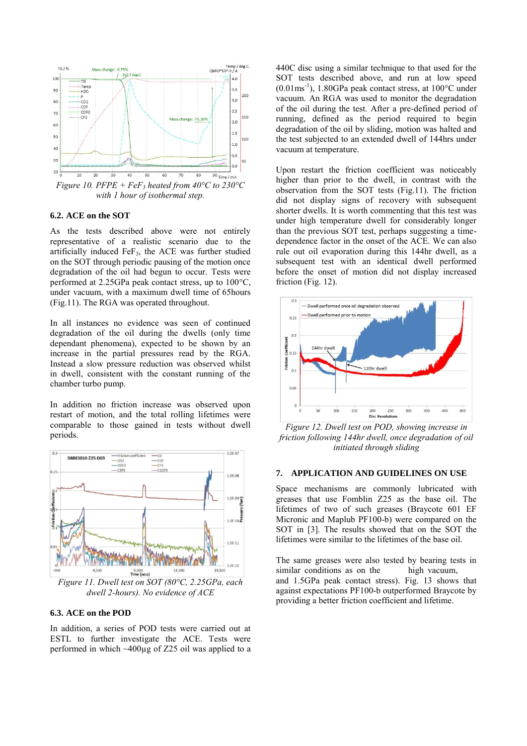*Figure 10. PFPE + $FeF_3$ heated from 40°C to 230°C with 1 hour of isothermal step.*

### 6.2. ACE on the SOT

As the tests described above were not entirely representative of a realistic scenario due to the artificially induced $FeF_3$, the ACE was further studied on the SOT through periodic pausing of the motion once degradation of the oil had begun to occur. Tests were performed at 2.25GPa peak contact stress, up to 100°C, under vacuum, with a maximum dwell time of 65hours (Fig.11). The RGA was operated throughout.

In all instances no evidence was seen of continued degradation of the oil during the dwells (only time dependant phenomena), expected to be shown by an increase in the partial pressures read by the RGA. Instead a slow pressure reduction was observed whilst in dwell, consistent with the constant running of the chamber turbo pump.

In addition no friction increase was observed upon restart of motion, and the total rolling lifetimes were comparable to those gained in tests without dwell periods.

*Figure 11. Dwell test on SOT (80°C, 2.25GPa, each dwell 2-hours). No evidence of ACE*

### 6.3. ACE on the POD

In addition, a series of POD tests were carried out at ESTL to further investigate the ACE. Tests were performed in which ~400µg of Z25 oil was applied to a 440C disc using a similar technique to that used for the SOT tests described above, and run at low speed ($0.01ms^{-1}$), 1.80GPa peak contact stress, at 100°C under vacuum. An RGA was used to monitor the degradation of the oil during the test. After a pre-defined period of running, defined as the period required to begin degradation of the oil by sliding, motion was halted and the test subjected to an extended dwell of 144hrs under vacuum at temperature.

Upon restart the friction coefficient was noticeably higher than prior to the dwell, in contrast with the observation from the SOT tests (Fig.11). The friction did not display signs of recovery with subsequent shorter dwells. It is worth commenting that this test was under high temperature dwell for considerably longer than the previous SOT test, perhaps suggesting a time-dependence factor in the onset of the ACE. We can also rule out oil evaporation during this 144hr dwell, as a subsequent test with an identical dwell performed before the onset of motion did not display increased friction (Fig. 12).

*Figure 12. Dwell test on POD, showing increase in friction following 144hr dwell, once degradation of oil initiated through sliding*

## 7. APPLICATION AND GUIDELINES ON USE

Space mechanisms are commonly lubricated with greases that use Fomblin Z25 as the base oil. The lifetimes of two of such greases (Braycote 601 EF Micronic and Maplub PF100-b) were compared on the SOT in [3]. The results showed that on the SOT the lifetimes were similar to the lifetimes of the base oil.

The same greases were also tested by bearing tests in similar conditions as on the high vacuum, and 1.5GPa peak contact stress). Fig. 13 shows that against expectations PF100-b outperformed Braycote by providing a better friction coefficient and lifetime.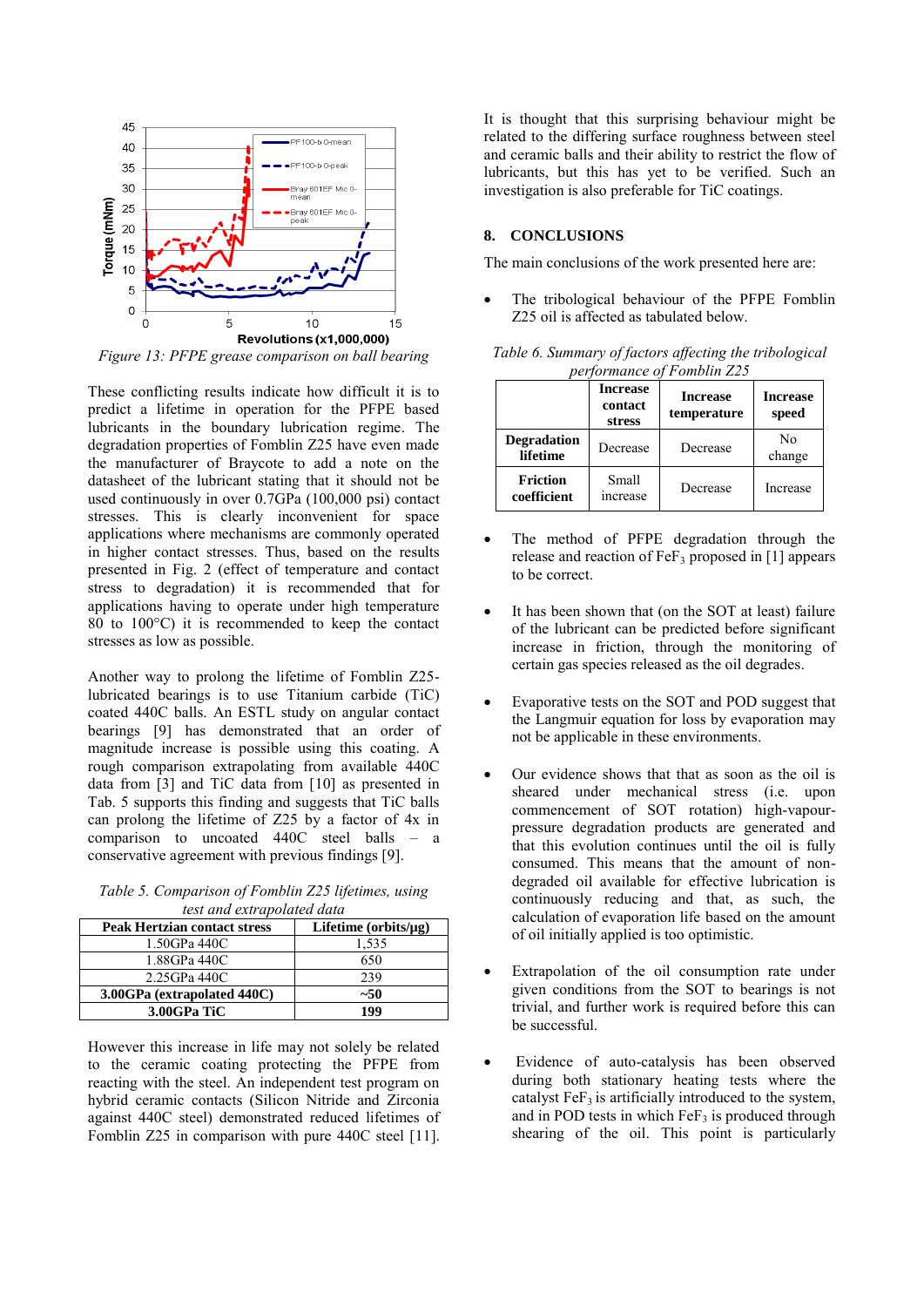Figure 13: PFPE grease comparison on ball bearing

These conflicting results indicate how difficult it is to predict a lifetime in operation for the PFPE based lubricants in the boundary lubrication regime. The degradation properties of Fomblin Z25 have even made the manufacturer of Braycote to add a note on the datasheet of the lubricant stating that it should not be used continuously in over 0.7GPa (100,000 psi) contact stresses. This is clearly inconvenient for space applications where mechanisms are commonly operated in higher contact stresses. Thus, based on the results presented in Fig. 2 (effect of temperature and contact stress to degradation) it is recommended that for applications having to operate under high temperature 80 to 100°C) it is recommended to keep the contact stresses as low as possible.

Another way to prolong the lifetime of Fomblin Z25-lubricated bearings is to use Titanium carbide (TiC) coated 440C balls. An ESTL study on angular contact bearings [9] has demonstrated that an order of magnitude increase is possible using this coating. A rough comparison extrapolating from available 440C data from [3] and TiC data from [10] as presented in Tab. 5 supports this finding and suggests that TiC balls can prolong the lifetime of Z25 by a factor of 4x in comparison to uncoated 440C steel balls – a conservative agreement with previous findings [9].

*Table 5. Comparison of Fomblin Z25 lifetimes, using test and extrapolated data*

| Peak Hertzian contact stress | Lifetime (orbits/μg) |
|---|---|
| 1.50GPa 440C | 1,535 |
| 1.88GPa 440C | 650 |
| 2.25GPa 440C | 239 |
| **3.00GPa (extrapolated 440C)** | **~50** |
| **3.00GPa TiC** | **199** |

However this increase in life may not solely be related to the ceramic coating protecting the PFPE from reacting with the steel. An independent test program on hybrid ceramic contacts (Silicon Nitride and Zirconia against 440C steel) demonstrated reduced lifetimes of Fomblin Z25 in comparison with pure 440C steel [11].

It is thought that this surprising behaviour might be related to the differing surface roughness between steel and ceramic balls and their ability to restrict the flow of lubricants, but this has yet to be verified. Such an investigation is also preferable for TiC coatings.

## 8. CONCLUSIONS

The main conclusions of the work presented here are:

- The tribological behaviour of the PFPE Fomblin Z25 oil is affected as tabulated below.

*Table 6. Summary of factors affecting the tribological performance of Fomblin Z25*

| | Increase contact stress | Increase temperature | Increase speed |
|---|---|---|---|
| **Degradation lifetime** | Decrease | Decrease | No change |
| **Friction coefficient** | Small increase | Decrease | Increase |

- The method of PFPE degradation through the release and reaction of $FeF_3$ proposed in [1] appears to be correct.

- It has been shown that (on the SOT at least) failure of the lubricant can be predicted before significant increase in friction, through the monitoring of certain gas species released as the oil degrades.

- Evaporative tests on the SOT and POD suggest that the Langmuir equation for loss by evaporation may not be applicable in these environments.

- Our evidence shows that that as soon as the oil is sheared under mechanical stress (i.e. upon commencement of SOT rotation) high-vapour-pressure degradation products are generated and that this evolution continues until the oil is fully consumed. This means that the amount of non-degraded oil available for effective lubrication is continuously reducing and that, as such, the calculation of evaporation life based on the amount of oil initially applied is too optimistic.

- Extrapolation of the oil consumption rate under given conditions from the SOT to bearings is not trivial, and further work is required before this can be successful.

- Evidence of auto-catalysis has been observed during both stationary heating tests where the catalyst $FeF_3$ is artificially introduced to the system, and in POD tests in which $FeF_3$ is produced through shearing of the oil. This point is particularly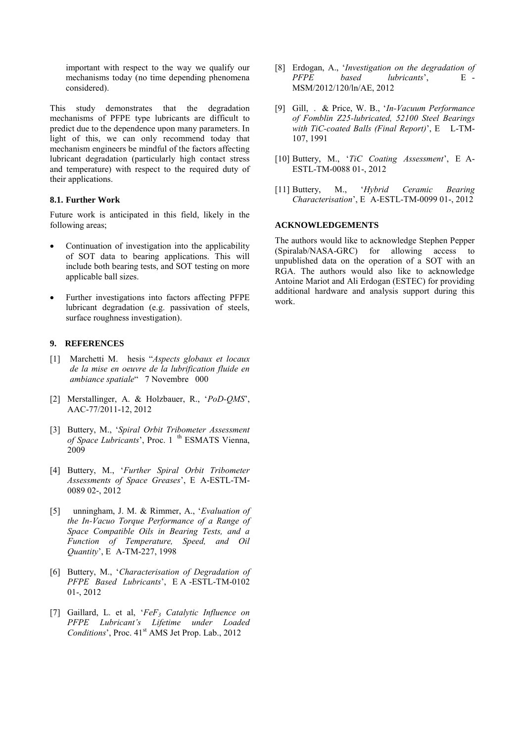important with respect to the way we qualify our mechanisms today (no time depending phenomena considered).

This study demonstrates that the degradation mechanisms of PFPE type lubricants are difficult to predict due to the dependence upon many parameters. In light of this, we can only recommend today that mechanism engineers be mindful of the factors affecting lubricant degradation (particularly high contact stress and temperature) with respect to the required duty of their applications.

### 8.1. Further Work

Future work is anticipated in this field, likely in the following areas;

- Continuation of investigation into the applicability of SOT data to bearing applications. This will include both bearing tests, and SOT testing on more applicable ball sizes.
- Further investigations into factors affecting PFPE lubricant degradation (e.g. passivation of steels, surface roughness investigation).

## 9. REFERENCES

[1] Marchetti M. hesis "*Aspects globaux et locaux de la mise en oeuvre de la lubrification fluide en ambiance spatiale*" 7 Novembre 000

[2] Merstallinger, A. & Holzbauer, R., '*PoD-QMS*', AAC-77/2011-12, 2012

[3] Buttery, M., '*Spiral Orbit Tribometer Assessment of Space Lubricants*', Proc. 1 th ESMATS Vienna, 2009

[4] Buttery, M., '*Further Spiral Orbit Tribometer Assessments of Space Greases*', E A-ESTL-TM-0089 02-, 2012

[5] unningham, J. M. & Rimmer, A., '*Evaluation of the In-Vacuo Torque Performance of a Range of Space Compatible Oils in Bearing Tests, and a Function of Temperature, Speed, and Oil Quantity*', E A-TM-227, 1998

[6] Buttery, M., '*Characterisation of Degradation of PFPE Based Lubricants*', E A -ESTL-TM-0102 01-, 2012

[7] Gaillard, L. et al, '*$FeF_3$ Catalytic Influence on PFPE Lubricant's Lifetime under Loaded Conditions*', Proc. 41st AMS Jet Prop. Lab., 2012

[8] Erdogan, A., '*Investigation on the degradation of PFPE based lubricants*', E - MSM/2012/120/ln/AE, 2012

[9] Gill, . & Price, W. B., '*In-Vacuum Performance of Fomblin Z25-lubricated, 52100 Steel Bearings with TiC-coated Balls (Final Report)*', E L-TM-107, 1991

[10] Buttery, M., '*TiC Coating Assessment*', E A-ESTL-TM-0088 01-, 2012

[11] Buttery, M., '*Hybrid Ceramic Bearing Characterisation*', E A-ESTL-TM-0099 01-, 2012

## ACKNOWLEDGEMENTS

The authors would like to acknowledge Stephen Pepper (Spiralab/NASA-GRC) for allowing access to unpublished data on the operation of a SOT with an RGA. The authors would also like to acknowledge Antoine Mariot and Ali Erdogan (ESTEC) for providing additional hardware and analysis support during this work.